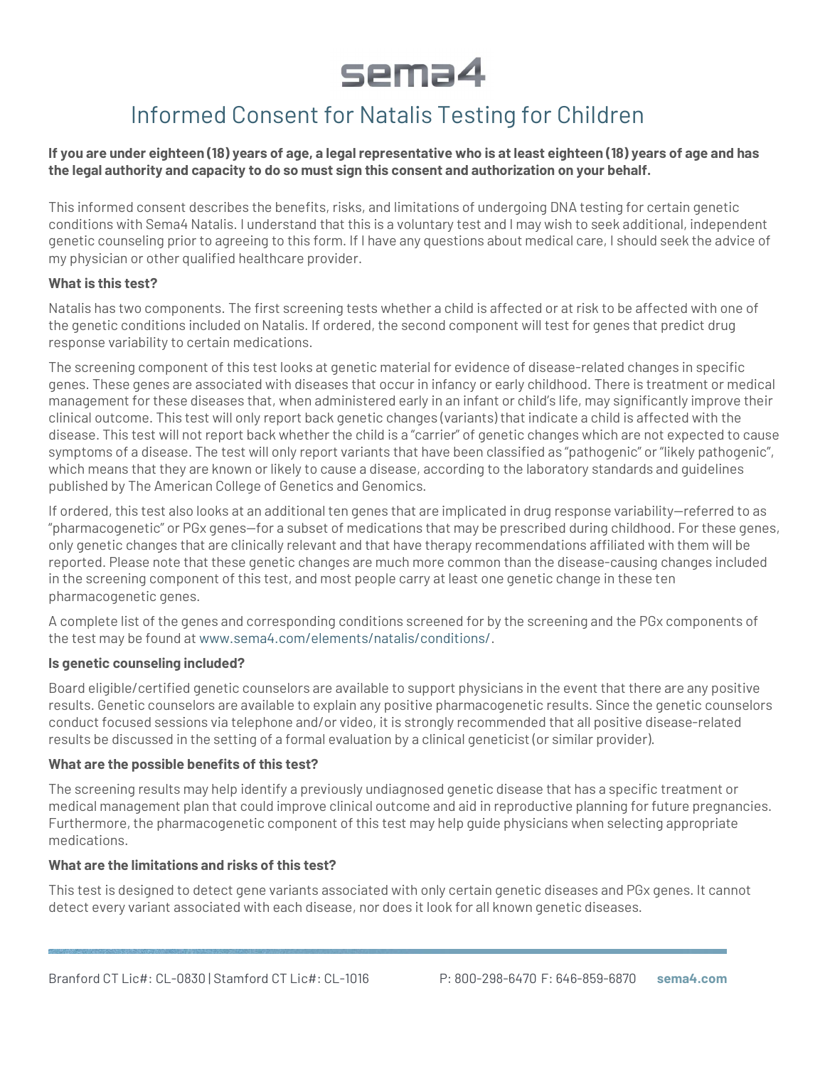# sema4

## Informed Consent for Natalis Testing for Children

**If you are under eighteen (18) years of age, a legal representative who is at least eighteen (18) years of age and has the legal authority and capacity to do so must sign this consent and authorization on your behalf.**

This informed consent describes the benefits, risks, and limitations of undergoing DNA testing for certain genetic conditions with Sema4 Natalis. I understand that this is a voluntary test and I may wish to seek additional, independent genetic counseling prior to agreeing to this form. If I have any questions about medical care, I should seek the advice of my physician or other qualified healthcare provider.

**What is this test?**

Natalis has two components. The first screening tests whether a child is affected or at risk to be affected with one of the genetic conditions included on Natalis. If ordered, the second component will test for genes that predict drug response variability to certain medications.

The screening component of this test looks at genetic material for evidence of disease-related changes in specific genes. These genes are associated with diseases that occur in infancy or early childhood. There is treatment or medical management for these diseases that, when administered early in an infant or child's life, may significantly improve their clinical outcome. This test will only report back genetic changes (variants) that indicate a child is affected with the disease. This test will not report back whether the child is a "carrier" of genetic changes which are not expected to cause symptoms of a disease. The test will only report variants that have been classified as "pathogenic" or "likely pathogenic", which means that they are known or likely to cause a disease, according to the laboratory standards and guidelines published by The American College of Genetics and Genomics.

If ordered, this test also looks at an additional ten genes that are implicated in drug response variability—referred to as "pharmacogenetic" or PGx genes—for a subset of medications that may be prescribed during childhood. For these genes, only genetic changes that are clinically relevant and that have therapy recommendations affiliated with them will be reported. Please note that these genetic changes are much more common than the disease-causing changes included in the screening component of this test, and most people carry at least one genetic change in these ten pharmacogenetic genes.

A complete list of the genes and corresponding conditions screened for by the screening and the PGx components of the test may be found at www.sema4.com/elements/natalis/conditions/.

**Is genetic counseling included?**

Board eligible/certified genetic counselors are available to support physicians in the event that there are any positive results. Genetic counselors are available to explain any positive pharmacogenetic results. Since the genetic counselors conduct focused sessions via telephone and/or video, it is strongly recommended that all positive disease-related results be discussed in the setting of a formal evaluation by a clinical geneticist (or similar provider).

**What are the possible benefits of this test?**

The screening results may help identify a previously undiagnosed genetic disease that has a specific treatment or medical management plan that could improve clinical outcome and aid in reproductive planning for future pregnancies. Furthermore, the pharmacogenetic component of this test may help guide physicians when selecting appropriate medications.

**What are the limitations and risks of this test?**

This test is designed to detect gene variants associated with only certain genetic diseases and PGx genes. It cannot detect every variant associated with each disease, nor does it look for all known genetic diseases.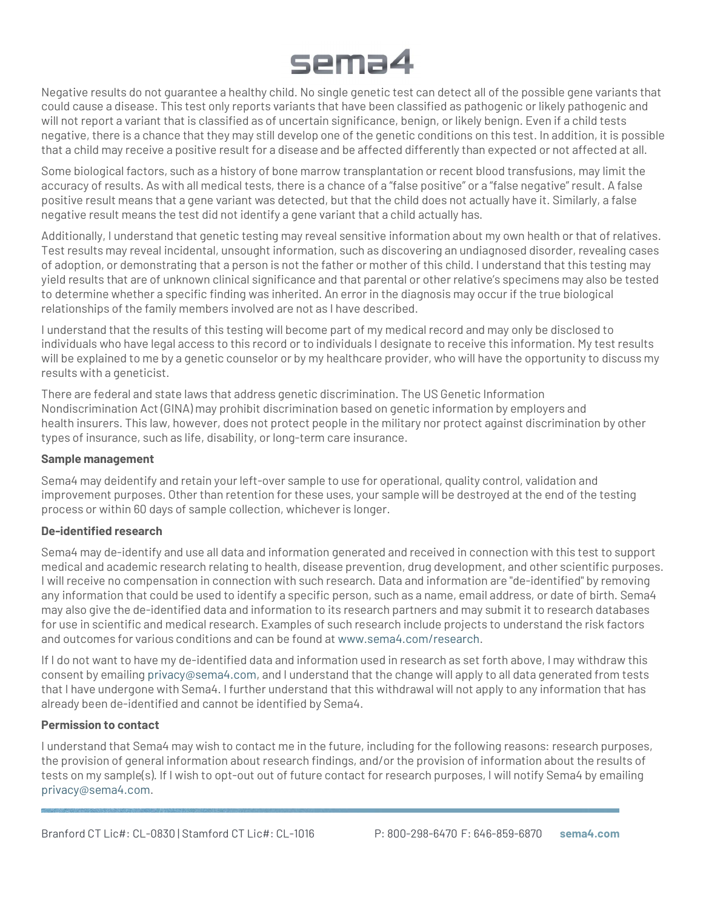Negative results do not guarantee a healthy child. No single genetic test can detect all of the possible gene variants that could cause a disease. This test only reports variants that have been classified as pathogenic or likely pathogenic and will not report a variant that is classified as of uncertain significance, benign, or likely benign. Even if a child tests negative, there is a chance that they may still develop one of the genetic conditions on this test. In addition, it is possible that a child may receive a positive result for a disease and be affected differently than expected or not affected at all.

Some biological factors, such as a history of bone marrow transplantation or recent blood transfusions, may limit the accuracy of results. As with all medical tests, there is a chance of a "false positive" or a "false negative" result. A false positive result means that a gene variant was detected, but that the child does not actually have it. Similarly, a false negative result means the test did not identify a gene variant that a child actually has.

Additionally, I understand that genetic testing may reveal sensitive information about my own health or that of relatives. Test results may reveal incidental, unsought information, such as discovering an undiagnosed disorder, revealing cases of adoption, or demonstrating that a person is not the father or mother of this child. I understand that this testing may yield results that are of unknown clinical significance and that parental or other relative's specimens may also be tested to determine whether a specific finding was inherited. An error in the diagnosis may occur if the true biological relationships of the family members involved are not as I have described.

I understand that the results of this testing will become part of my medical record and may only be disclosed to individuals who have legal access to this record or to individuals I designate to receive this information. My test results will be explained to me by a genetic counselor or by my healthcare provider, who will have the opportunity to discuss my results with a geneticist.

There are federal and state laws that address genetic discrimination. The US Genetic Information Nondiscrimination Act (GINA) may prohibit discrimination based on genetic information by employers and health insurers. This law, however, does not protect people in the military nor protect against discrimination by other types of insurance, such as life, disability, or long-term care insurance.

**Sample management**

Sema4 may deidentify and retain your left-over sample to use for operational, quality control, validation and improvement purposes. Other than retention for these uses, your sample will be destroyed at the end of the testing process or within 60 days of sample collection, whichever is longer.

**De-identified research**

Sema4 may de-identify and use all data and information generated and received in connection with this test to support medical and academic research relating to health, disease prevention, drug development, and other scientific purposes. I will receive no compensation in connection with such research. Data and information are "de-identified" by removing any information that could be used to identify a specific person, such as a name, email address, or date of birth. Sema4 may also give the de-identified data and information to its research partners and may submit it to research databases for use in scientific and medical research. Examples of such research include projects to understand the risk factors and outcomes for various conditions and can be found at www.sema4.com/research.

If I do not want to have my de-identified data and information used in research as set forth above, I may withdraw this consent by emailing privacy@sema4.com, and I understand that the change will apply to all data generated from tests that I have undergone with Sema4. I further understand that this withdrawal will not apply to any information that has already been de-identified and cannot be identified by Sema4.

**Permission to contact**

I understand that Sema4 may wish to contact me in the future, including for the following reasons: research purposes, the provision of general information about research findings, and/or the provision of information about the results of tests on my sample(s). If I wish to opt-out out of future contact for research purposes, I will notify Sema4 by emailing privacy@sema4.com.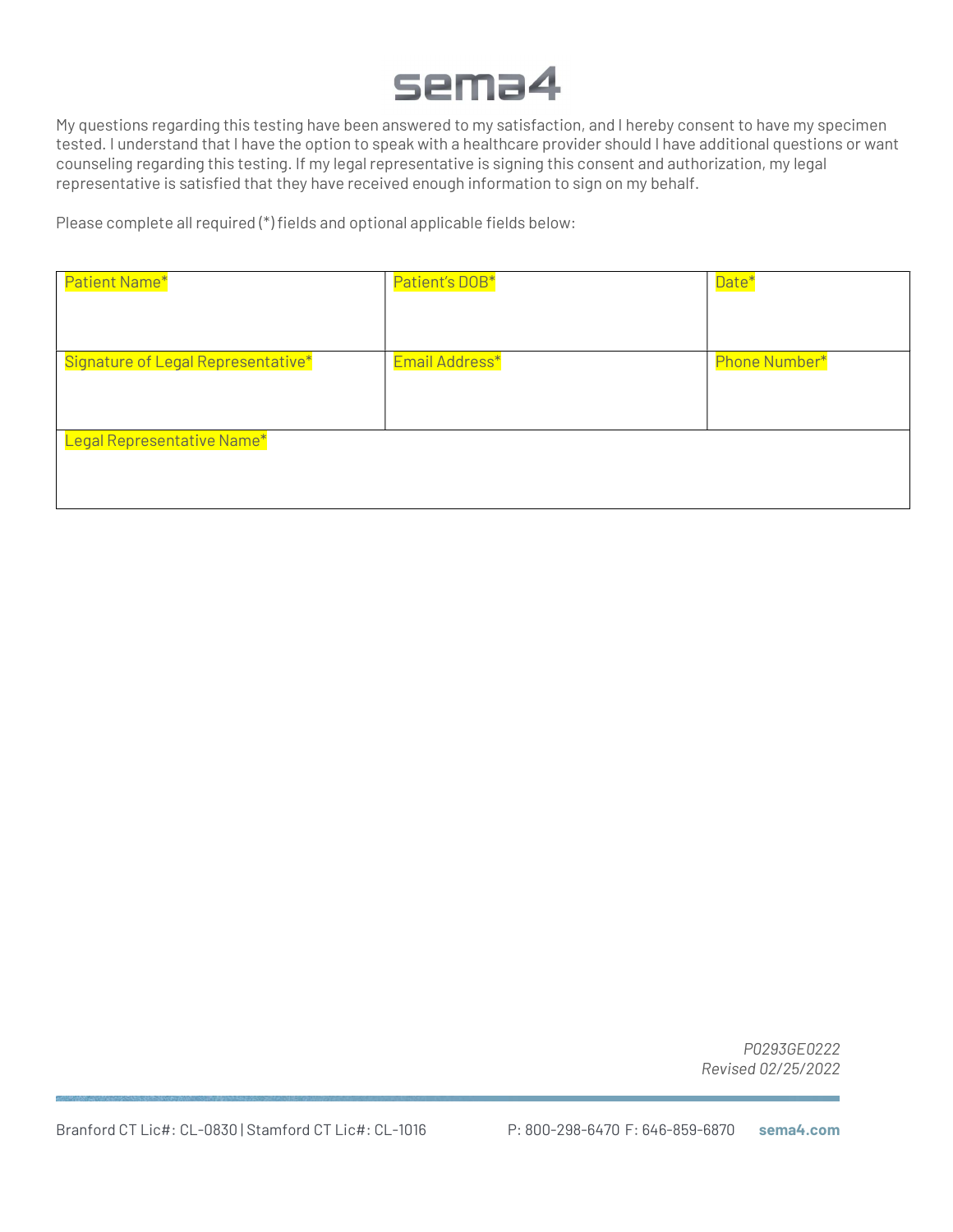sema4

My questions regarding this testing have been answered to my satisfaction, and I hereby consent to have my specimen tested. I understand that I have the option to speak with a healthcare provider should I have additional questions or want counseling regarding this testing. If my legal representative is signing this consent and authorization, my legal representative is satisfied that they have received enough information to sign on my behalf.

Please complete all required (*) fields and optional applicable fields below:

| | | |
|---|---|---|
| Patient Name* | Patient's DOB* | Date* |
| Signature of Legal Representative* | Email Address* | Phone Number* |
| Legal Representative Name* | | |

*P0293GE0222*
*Revised 02/25/2022*

Branford CT Lic#: CL-0830 | Stamford CT Lic#: CL-1016 P: 800-298-6470 F: 646-859-6870 **sema4.com**